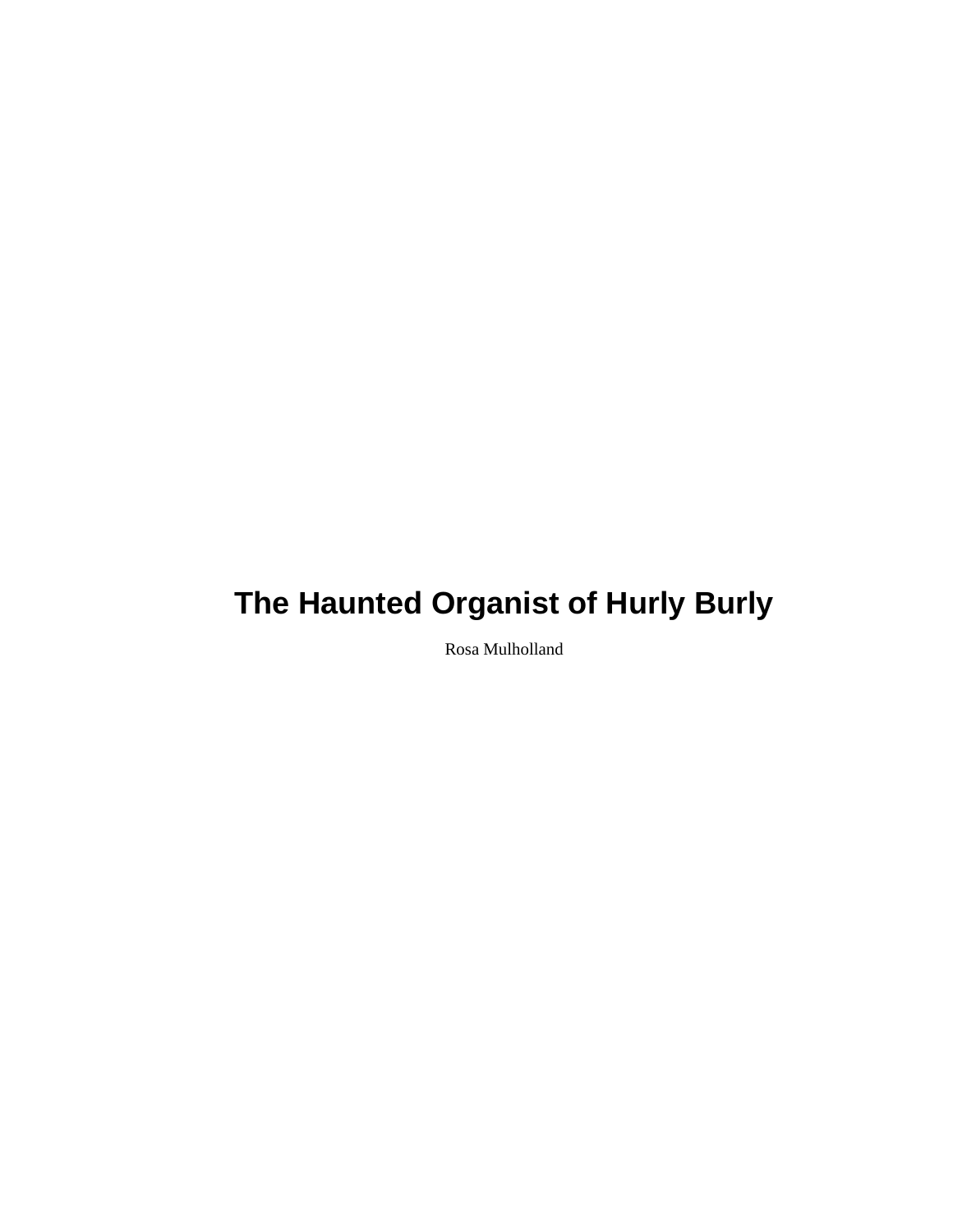# The Haunted Organist of Hurly Burly

Rosa Mulholland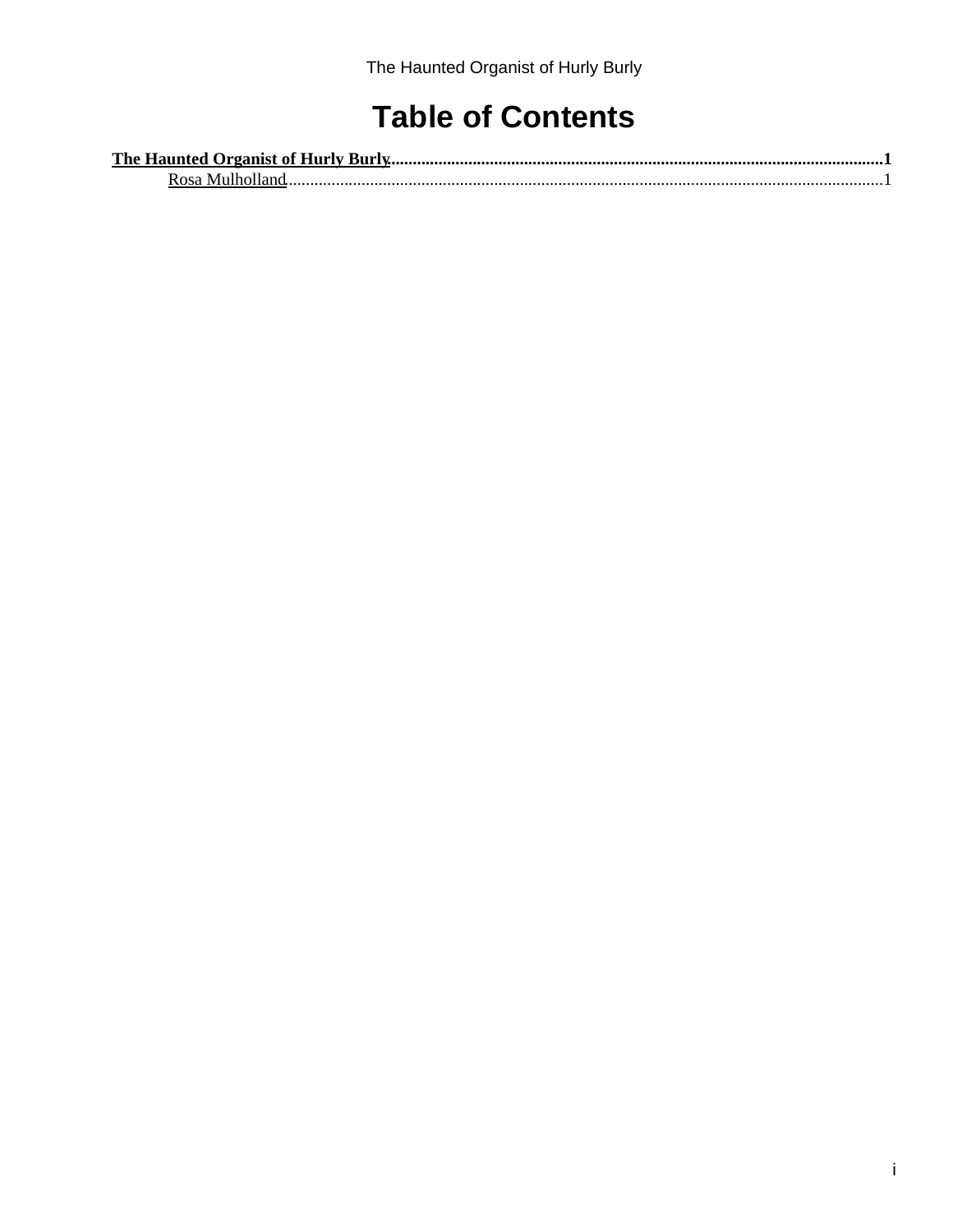# Table of Contents

**The Haunted Organist of Hurly Burly**...........................................................................................................1

Rosa Mulholland..............................................................................................................................................1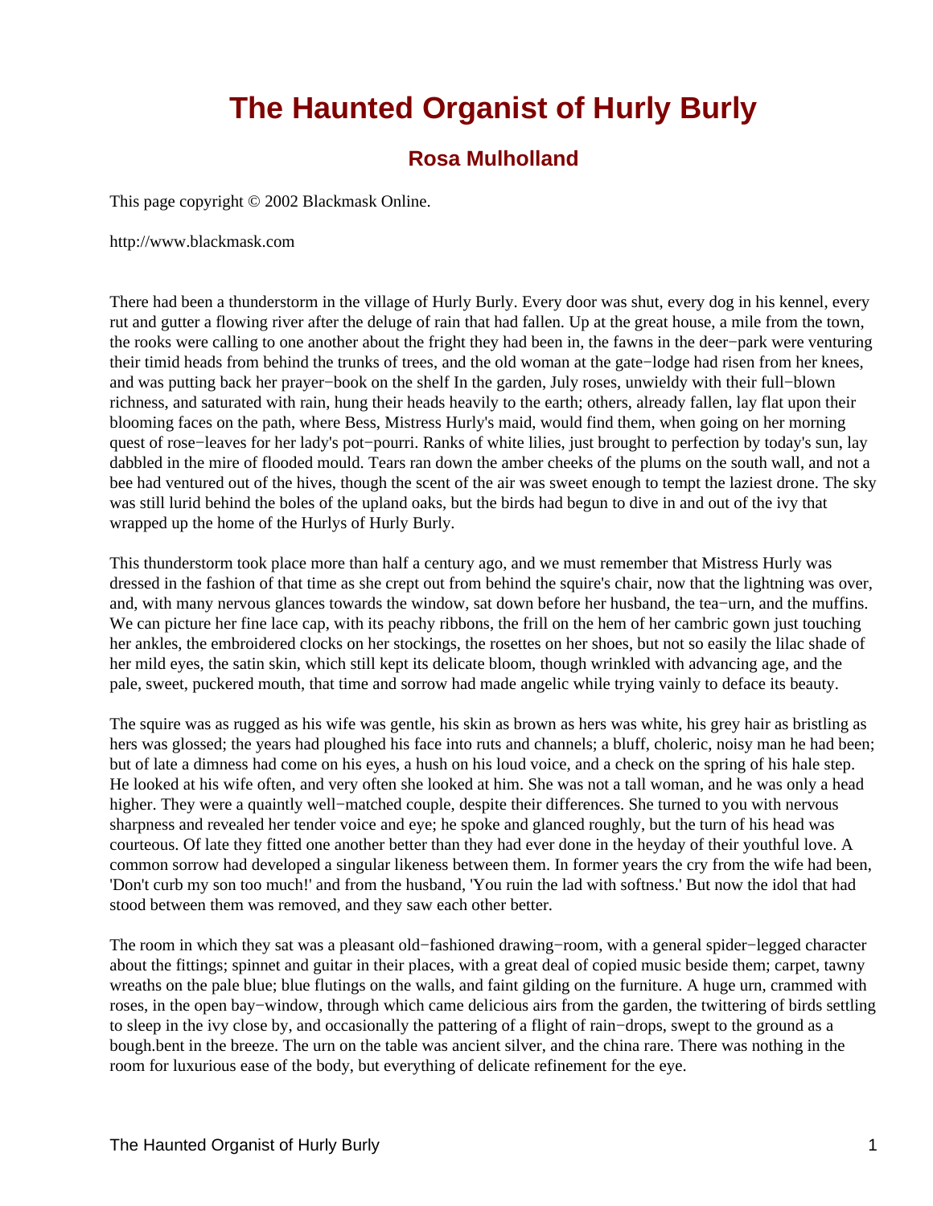# The Haunted Organist of Hurly Burly

## Rosa Mulholland

This page copyright © 2002 Blackmask Online.

http://www.blackmask.com

There had been a thunderstorm in the village of Hurly Burly. Every door was shut, every dog in his kennel, every rut and gutter a flowing river after the deluge of rain that had fallen. Up at the great house, a mile from the town, the rooks were calling to one another about the fright they had been in, the fawns in the deer−park were venturing their timid heads from behind the trunks of trees, and the old woman at the gate−lodge had risen from her knees, and was putting back her prayer−book on the shelf In the garden, July roses, unwieldy with their full−blown richness, and saturated with rain, hung their heads heavily to the earth; others, already fallen, lay flat upon their blooming faces on the path, where Bess, Mistress Hurly's maid, would find them, when going on her morning quest of rose−leaves for her lady's pot−pourri. Ranks of white lilies, just brought to perfection by today's sun, lay dabbled in the mire of flooded mould. Tears ran down the amber cheeks of the plums on the south wall, and not a bee had ventured out of the hives, though the scent of the air was sweet enough to tempt the laziest drone. The sky was still lurid behind the boles of the upland oaks, but the birds had begun to dive in and out of the ivy that wrapped up the home of the Hurlys of Hurly Burly.

This thunderstorm took place more than half a century ago, and we must remember that Mistress Hurly was dressed in the fashion of that time as she crept out from behind the squire's chair, now that the lightning was over, and, with many nervous glances towards the window, sat down before her husband, the tea−urn, and the muffins. We can picture her fine lace cap, with its peachy ribbons, the frill on the hem of her cambric gown just touching her ankles, the embroidered clocks on her stockings, the rosettes on her shoes, but not so easily the lilac shade of her mild eyes, the satin skin, which still kept its delicate bloom, though wrinkled with advancing age, and the pale, sweet, puckered mouth, that time and sorrow had made angelic while trying vainly to deface its beauty.

The squire was as rugged as his wife was gentle, his skin as brown as hers was white, his grey hair as bristling as hers was glossed; the years had ploughed his face into ruts and channels; a bluff, choleric, noisy man he had been; but of late a dimness had come on his eyes, a hush on his loud voice, and a check on the spring of his hale step. He looked at his wife often, and very often she looked at him. She was not a tall woman, and he was only a head higher. They were a quaintly well−matched couple, despite their differences. She turned to you with nervous sharpness and revealed her tender voice and eye; he spoke and glanced roughly, but the turn of his head was courteous. Of late they fitted one another better than they had ever done in the heyday of their youthful love. A common sorrow had developed a singular likeness between them. In former years the cry from the wife had been, 'Don't curb my son too much!' and from the husband, 'You ruin the lad with softness.' But now the idol that had stood between them was removed, and they saw each other better.

The room in which they sat was a pleasant old−fashioned drawing−room, with a general spider−legged character about the fittings; spinnet and guitar in their places, with a great deal of copied music beside them; carpet, tawny wreaths on the pale blue; blue flutings on the walls, and faint gilding on the furniture. A huge urn, crammed with roses, in the open bay−window, through which came delicious airs from the garden, the twittering of birds settling to sleep in the ivy close by, and occasionally the pattering of a flight of rain−drops, swept to the ground as a bough.bent in the breeze. The urn on the table was ancient silver, and the china rare. There was nothing in the room for luxurious ease of the body, but everything of delicate refinement for the eye.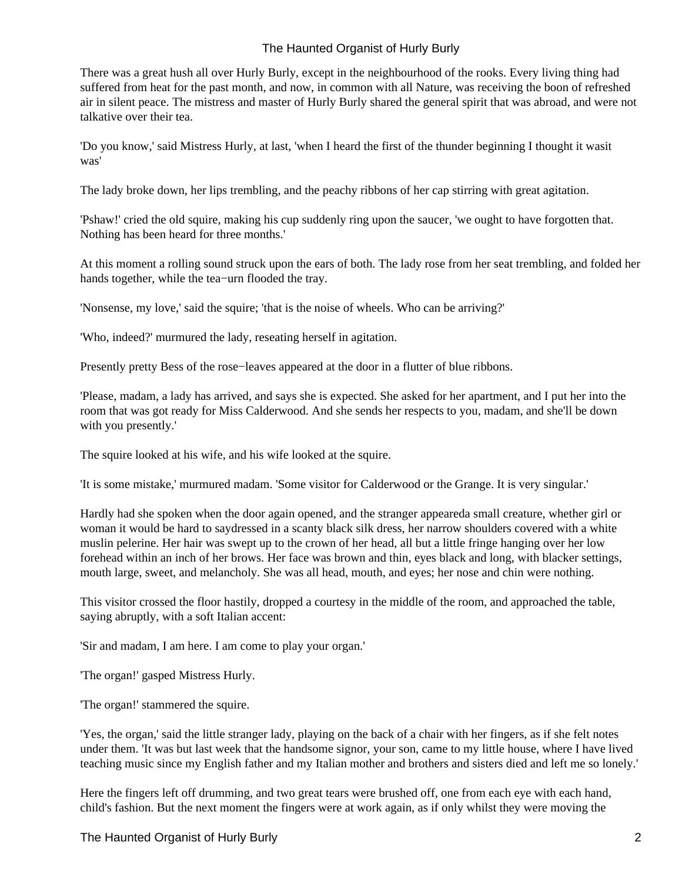There was a great hush all over Hurly Burly, except in the neighbourhood of the rooks. Every living thing had suffered from heat for the past month, and now, in common with all Nature, was receiving the boon of refreshed air in silent peace. The mistress and master of Hurly Burly shared the general spirit that was abroad, and were not talkative over their tea.

'Do you know,' said Mistress Hurly, at last, 'when I heard the first of the thunder beginning I thought it wasit was'

The lady broke down, her lips trembling, and the peachy ribbons of her cap stirring with great agitation.

'Pshaw!' cried the old squire, making his cup suddenly ring upon the saucer, 'we ought to have forgotten that. Nothing has been heard for three months.'

At this moment a rolling sound struck upon the ears of both. The lady rose from her seat trembling, and folded her hands together, while the tea−urn flooded the tray.

'Nonsense, my love,' said the squire; 'that is the noise of wheels. Who can be arriving?'

'Who, indeed?' murmured the lady, reseating herself in agitation.

Presently pretty Bess of the rose−leaves appeared at the door in a flutter of blue ribbons.

'Please, madam, a lady has arrived, and says she is expected. She asked for her apartment, and I put her into the room that was got ready for Miss Calderwood. And she sends her respects to you, madam, and she'll be down with you presently.'

The squire looked at his wife, and his wife looked at the squire.

'It is some mistake,' murmured madam. 'Some visitor for Calderwood or the Grange. It is very singular.'

Hardly had she spoken when the door again opened, and the stranger appeareda small creature, whether girl or woman it would be hard to saydressed in a scanty black silk dress, her narrow shoulders covered with a white muslin pelerine. Her hair was swept up to the crown of her head, all but a little fringe hanging over her low forehead within an inch of her brows. Her face was brown and thin, eyes black and long, with blacker settings, mouth large, sweet, and melancholy. She was all head, mouth, and eyes; her nose and chin were nothing.

This visitor crossed the floor hastily, dropped a courtesy in the middle of the room, and approached the table, saying abruptly, with a soft Italian accent:

'Sir and madam, I am here. I am come to play your organ.'

'The organ!' gasped Mistress Hurly.

'The organ!' stammered the squire.

'Yes, the organ,' said the little stranger lady, playing on the back of a chair with her fingers, as if she felt notes under them. 'It was but last week that the handsome signor, your son, came to my little house, where I have lived teaching music since my English father and my Italian mother and brothers and sisters died and left me so lonely.'

Here the fingers left off drumming, and two great tears were brushed off, one from each eye with each hand, child's fashion. But the next moment the fingers were at work again, as if only whilst they were moving the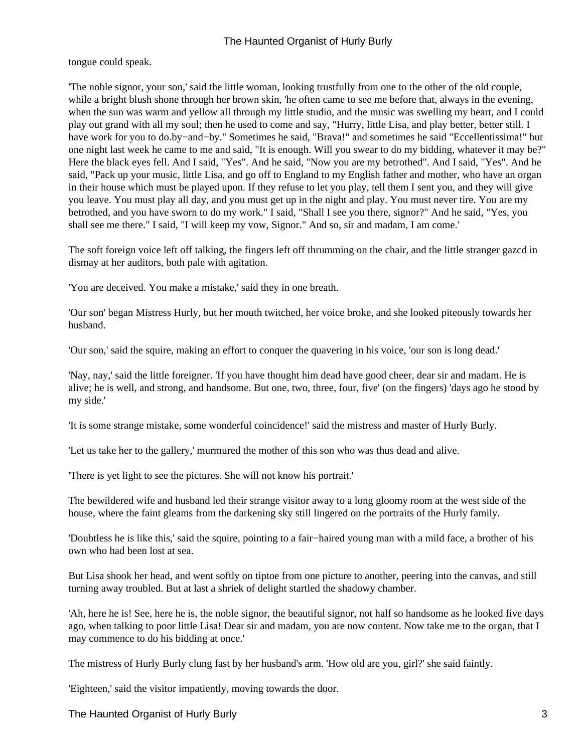tongue could speak.

'The noble signor, your son,' said the little woman, looking trustfully from one to the other of the old couple, while a bright blush shone through her brown skin, 'he often came to see me before that, always in the evening, when the sun was warm and yellow all through my little studio, and the music was swelling my heart, and I could play out grand with all my soul; then he used to come and say, "Hurry, little Lisa, and play better, better still. I have work for you to do.by−and−by." Sometimes he said, "Brava!" and sometimes he said "Eccellentissima!" but one night last week he came to me and said, "It is enough. Will you swear to do my bidding, whatever it may be?" Here the black eyes fell. And I said, "Yes". And he said, "Now you are my betrothed". And I said, "Yes". And he said, "Pack up your music, little Lisa, and go off to England to my English father and mother, who have an organ in their house which must be played upon. If they refuse to let you play, tell them I sent you, and they will give you leave. You must play all day, and you must get up in the night and play. You must never tire. You are my betrothed, and you have sworn to do my work." I said, "Shall I see you there, signor?" And he said, "Yes, you shall see me there." I said, "I will keep my vow, Signor." And so, sir and madam, I am come.'

The soft foreign voice left off talking, the fingers left off thrumming on the chair, and the little stranger gazcd in dismay at her auditors, both pale with agitation.

'You are deceived. You make a mistake,' said they in one breath.

'Our son' began Mistress Hurly, but her mouth twitched, her voice broke, and she looked piteously towards her husband.

'Our son,' said the squire, making an effort to conquer the quavering in his voice, 'our son is long dead.'

'Nay, nay,' said the little foreigner. 'If you have thought him dead have good cheer, dear sir and madam. He is alive; he is well, and strong, and handsome. But one, two, three, four, five' (on the fingers) 'days ago he stood by my side.'

'It is some strange mistake, some wonderful coincidence!' said the mistress and master of Hurly Burly.

'Let us take her to the gallery,' murmured the mother of this son who was thus dead and alive.

'There is yet light to see the pictures. She will not know his portrait.'

The bewildered wife and husband led their strange visitor away to a long gloomy room at the west side of the house, where the faint gleams from the darkening sky still lingered on the portraits of the Hurly family.

'Doubtless he is like this,' said the squire, pointing to a fair−haired young man with a mild face, a brother of his own who had been lost at sea.

But Lisa shook her head, and went softly on tiptoe from one picture to another, peering into the canvas, and still turning away troubled. But at last a shriek of delight startled the shadowy chamber.

'Ah, here he is! See, here he is, the noble signor, the beautiful signor, not half so handsome as he looked five days ago, when talking to poor little Lisa! Dear sir and madam, you are now content. Now take me to the organ, that I may commence to do his bidding at once.'

The mistress of Hurly Burly clung fast by her husband's arm. 'How old are you, girl?' she said faintly.

'Eighteen,' said the visitor impatiently, moving towards the door.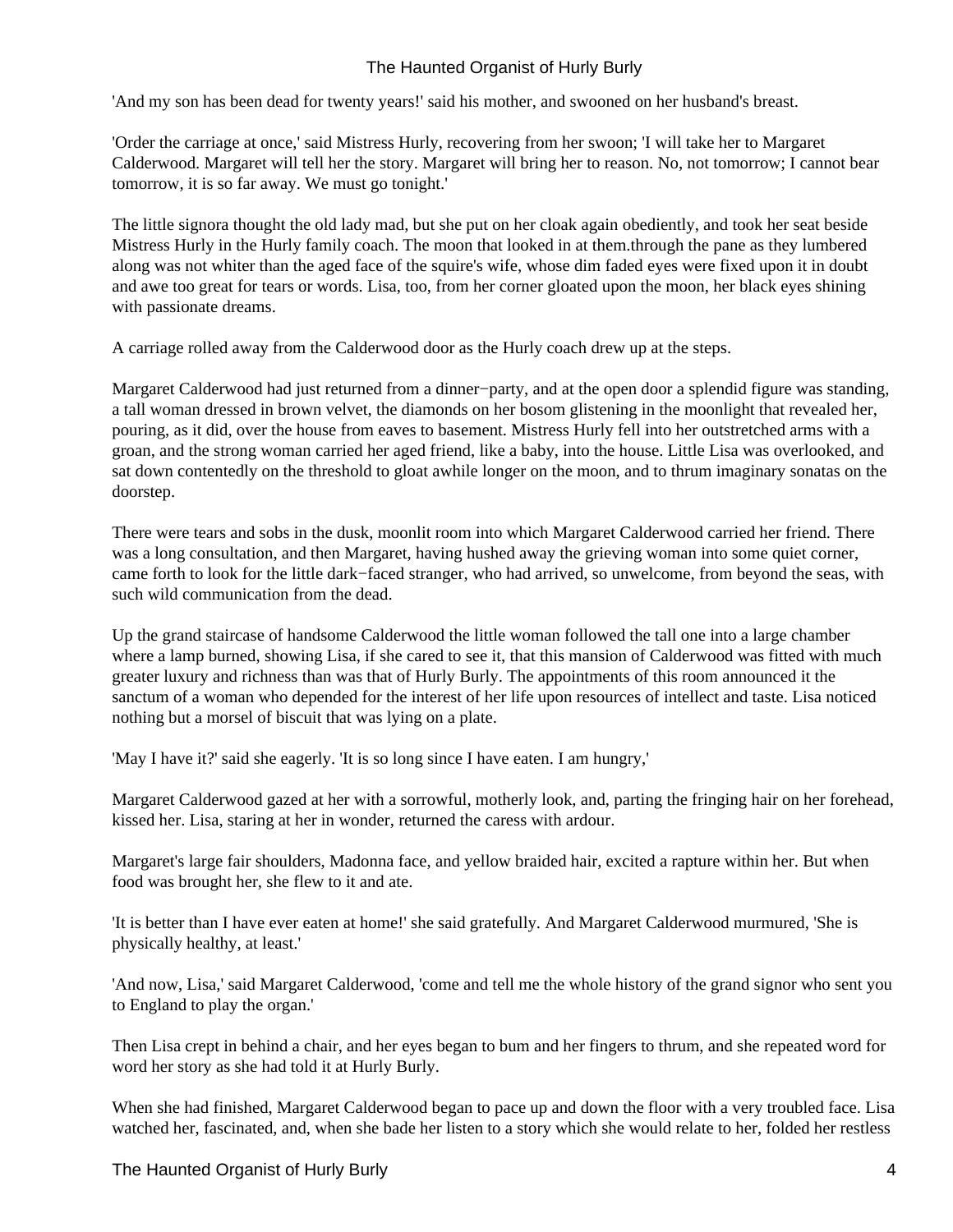'And my son has been dead for twenty years!' said his mother, and swooned on her husband's breast.

'Order the carriage at once,' said Mistress Hurly, recovering from her swoon; 'I will take her to Margaret Calderwood. Margaret will tell her the story. Margaret will bring her to reason. No, not tomorrow; I cannot bear tomorrow, it is so far away. We must go tonight.'

The little signora thought the old lady mad, but she put on her cloak again obediently, and took her seat beside Mistress Hurly in the Hurly family coach. The moon that looked in at them.through the pane as they lumbered along was not whiter than the aged face of the squire's wife, whose dim faded eyes were fixed upon it in doubt and awe too great for tears or words. Lisa, too, from her corner gloated upon the moon, her black eyes shining with passionate dreams.

A carriage rolled away from the Calderwood door as the Hurly coach drew up at the steps.

Margaret Calderwood had just returned from a dinner−party, and at the open door a splendid figure was standing, a tall woman dressed in brown velvet, the diamonds on her bosom glistening in the moonlight that revealed her, pouring, as it did, over the house from eaves to basement. Mistress Hurly fell into her outstretched arms with a groan, and the strong woman carried her aged friend, like a baby, into the house. Little Lisa was overlooked, and sat down contentedly on the threshold to gloat awhile longer on the moon, and to thrum imaginary sonatas on the doorstep.

There were tears and sobs in the dusk, moonlit room into which Margaret Calderwood carried her friend. There was a long consultation, and then Margaret, having hushed away the grieving woman into some quiet corner, came forth to look for the little dark−faced stranger, who had arrived, so unwelcome, from beyond the seas, with such wild communication from the dead.

Up the grand staircase of handsome Calderwood the little woman followed the tall one into a large chamber where a lamp burned, showing Lisa, if she cared to see it, that this mansion of Calderwood was fitted with much greater luxury and richness than was that of Hurly Burly. The appointments of this room announced it the sanctum of a woman who depended for the interest of her life upon resources of intellect and taste. Lisa noticed nothing but a morsel of biscuit that was lying on a plate.

'May I have it?' said she eagerly. 'It is so long since I have eaten. I am hungry,'

Margaret Calderwood gazed at her with a sorrowful, motherly look, and, parting the fringing hair on her forehead, kissed her. Lisa, staring at her in wonder, returned the caress with ardour.

Margaret's large fair shoulders, Madonna face, and yellow braided hair, excited a rapture within her. But when food was brought her, she flew to it and ate.

'It is better than I have ever eaten at home!' she said gratefully. And Margaret Calderwood murmured, 'She is physically healthy, at least.'

'And now, Lisa,' said Margaret Calderwood, 'come and tell me the whole history of the grand signor who sent you to England to play the organ.'

Then Lisa crept in behind a chair, and her eyes began to bum and her fingers to thrum, and she repeated word for word her story as she had told it at Hurly Burly.

When she had finished, Margaret Calderwood began to pace up and down the floor with a very troubled face. Lisa watched her, fascinated, and, when she bade her listen to a story which she would relate to her, folded her restless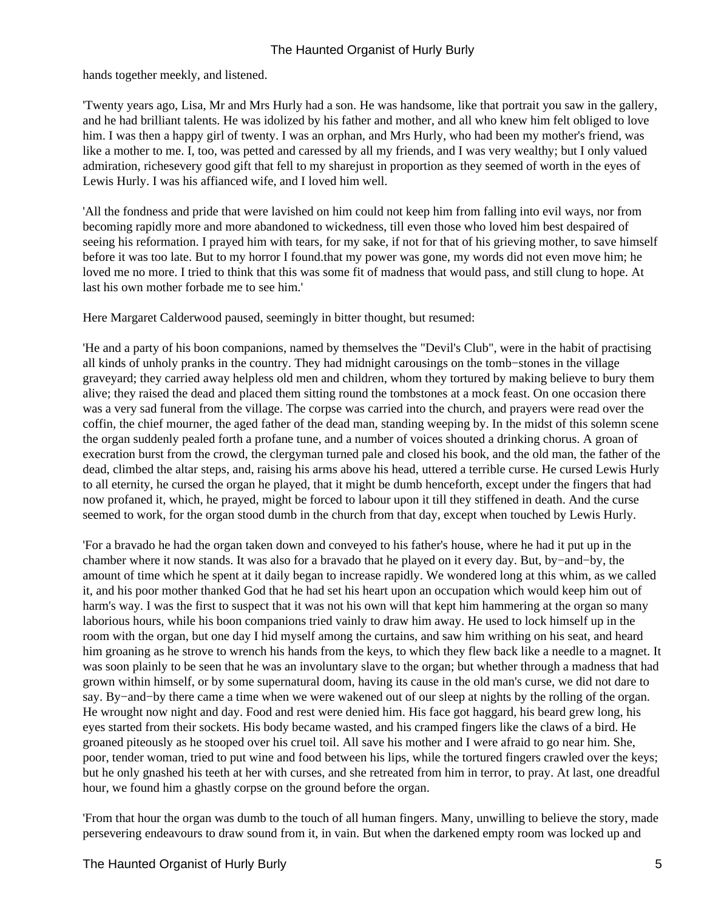hands together meekly, and listened.

'Twenty years ago, Lisa, Mr and Mrs Hurly had a son. He was handsome, like that portrait you saw in the gallery, and he had brilliant talents. He was idolized by his father and mother, and all who knew him felt obliged to love him. I was then a happy girl of twenty. I was an orphan, and Mrs Hurly, who had been my mother's friend, was like a mother to me. I, too, was petted and caressed by all my friends, and I was very wealthy; but I only valued admiration, richesevery good gift that fell to my sharejust in proportion as they seemed of worth in the eyes of Lewis Hurly. I was his affianced wife, and I loved him well.

'All the fondness and pride that were lavished on him could not keep him from falling into evil ways, nor from becoming rapidly more and more abandoned to wickedness, till even those who loved him best despaired of seeing his reformation. I prayed him with tears, for my sake, if not for that of his grieving mother, to save himself before it was too late. But to my horror I found.that my power was gone, my words did not even move him; he loved me no more. I tried to think that this was some fit of madness that would pass, and still clung to hope. At last his own mother forbade me to see him.'

Here Margaret Calderwood paused, seemingly in bitter thought, but resumed:

'He and a party of his boon companions, named by themselves the "Devil's Club", were in the habit of practising all kinds of unholy pranks in the country. They had midnight carousings on the tomb−stones in the village graveyard; they carried away helpless old men and children, whom they tortured by making believe to bury them alive; they raised the dead and placed them sitting round the tombstones at a mock feast. On one occasion there was a very sad funeral from the village. The corpse was carried into the church, and prayers were read over the coffin, the chief mourner, the aged father of the dead man, standing weeping by. In the midst of this solemn scene the organ suddenly pealed forth a profane tune, and a number of voices shouted a drinking chorus. A groan of execration burst from the crowd, the clergyman turned pale and closed his book, and the old man, the father of the dead, climbed the altar steps, and, raising his arms above his head, uttered a terrible curse. He cursed Lewis Hurly to all eternity, he cursed the organ he played, that it might be dumb henceforth, except under the fingers that had now profaned it, which, he prayed, might be forced to labour upon it till they stiffened in death. And the curse seemed to work, for the organ stood dumb in the church from that day, except when touched by Lewis Hurly.

'For a bravado he had the organ taken down and conveyed to his father's house, where he had it put up in the chamber where it now stands. It was also for a bravado that he played on it every day. But, by−and−by, the amount of time which he spent at it daily began to increase rapidly. We wondered long at this whim, as we called it, and his poor mother thanked God that he had set his heart upon an occupation which would keep him out of harm's way. I was the first to suspect that it was not his own will that kept him hammering at the organ so many laborious hours, while his boon companions tried vainly to draw him away. He used to lock himself up in the room with the organ, but one day I hid myself among the curtains, and saw him writhing on his seat, and heard him groaning as he strove to wrench his hands from the keys, to which they flew back like a needle to a magnet. It was soon plainly to be seen that he was an involuntary slave to the organ; but whether through a madness that had grown within himself, or by some supernatural doom, having its cause in the old man's curse, we did not dare to say. By−and−by there came a time when we were wakened out of our sleep at nights by the rolling of the organ. He wrought now night and day. Food and rest were denied him. His face got haggard, his beard grew long, his eyes started from their sockets. His body became wasted, and his cramped fingers like the claws of a bird. He groaned piteously as he stooped over his cruel toil. All save his mother and I were afraid to go near him. She, poor, tender woman, tried to put wine and food between his lips, while the tortured fingers crawled over the keys; but he only gnashed his teeth at her with curses, and she retreated from him in terror, to pray. At last, one dreadful hour, we found him a ghastly corpse on the ground before the organ.

'From that hour the organ was dumb to the touch of all human fingers. Many, unwilling to believe the story, made persevering endeavours to draw sound from it, in vain. But when the darkened empty room was locked up and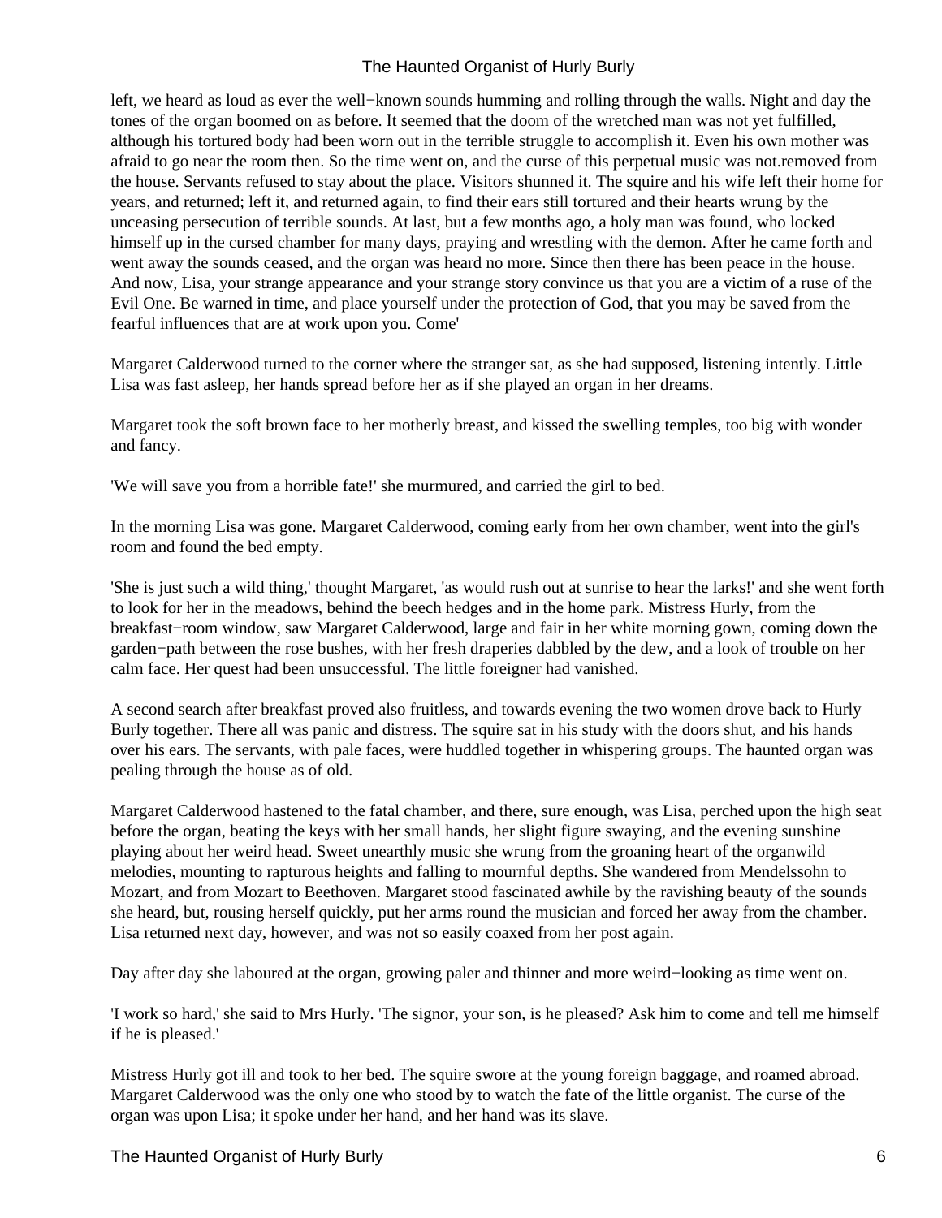left, we heard as loud as ever the well−known sounds humming and rolling through the walls. Night and day the tones of the organ boomed on as before. It seemed that the doom of the wretched man was not yet fulfilled, although his tortured body had been worn out in the terrible struggle to accomplish it. Even his own mother was afraid to go near the room then. So the time went on, and the curse of this perpetual music was not.removed from the house. Servants refused to stay about the place. Visitors shunned it. The squire and his wife left their home for years, and returned; left it, and returned again, to find their ears still tortured and their hearts wrung by the unceasing persecution of terrible sounds. At last, but a few months ago, a holy man was found, who locked himself up in the cursed chamber for many days, praying and wrestling with the demon. After he came forth and went away the sounds ceased, and the organ was heard no more. Since then there has been peace in the house. And now, Lisa, your strange appearance and your strange story convince us that you are a victim of a ruse of the Evil One. Be warned in time, and place yourself under the protection of God, that you may be saved from the fearful influences that are at work upon you. Come'

Margaret Calderwood turned to the corner where the stranger sat, as she had supposed, listening intently. Little Lisa was fast asleep, her hands spread before her as if she played an organ in her dreams.

Margaret took the soft brown face to her motherly breast, and kissed the swelling temples, too big with wonder and fancy.

'We will save you from a horrible fate!' she murmured, and carried the girl to bed.

In the morning Lisa was gone. Margaret Calderwood, coming early from her own chamber, went into the girl's room and found the bed empty.

'She is just such a wild thing,' thought Margaret, 'as would rush out at sunrise to hear the larks!' and she went forth to look for her in the meadows, behind the beech hedges and in the home park. Mistress Hurly, from the breakfast−room window, saw Margaret Calderwood, large and fair in her white morning gown, coming down the garden−path between the rose bushes, with her fresh draperies dabbled by the dew, and a look of trouble on her calm face. Her quest had been unsuccessful. The little foreigner had vanished.

A second search after breakfast proved also fruitless, and towards evening the two women drove back to Hurly Burly together. There all was panic and distress. The squire sat in his study with the doors shut, and his hands over his ears. The servants, with pale faces, were huddled together in whispering groups. The haunted organ was pealing through the house as of old.

Margaret Calderwood hastened to the fatal chamber, and there, sure enough, was Lisa, perched upon the high seat before the organ, beating the keys with her small hands, her slight figure swaying, and the evening sunshine playing about her weird head. Sweet unearthly music she wrung from the groaning heart of the organwild melodies, mounting to rapturous heights and falling to mournful depths. She wandered from Mendelssohn to Mozart, and from Mozart to Beethoven. Margaret stood fascinated awhile by the ravishing beauty of the sounds she heard, but, rousing herself quickly, put her arms round the musician and forced her away from the chamber. Lisa returned next day, however, and was not so easily coaxed from her post again.

Day after day she laboured at the organ, growing paler and thinner and more weird−looking as time went on.

'I work so hard,' she said to Mrs Hurly. 'The signor, your son, is he pleased? Ask him to come and tell me himself if he is pleased.'

Mistress Hurly got ill and took to her bed. The squire swore at the young foreign baggage, and roamed abroad. Margaret Calderwood was the only one who stood by to watch the fate of the little organist. The curse of the organ was upon Lisa; it spoke under her hand, and her hand was its slave.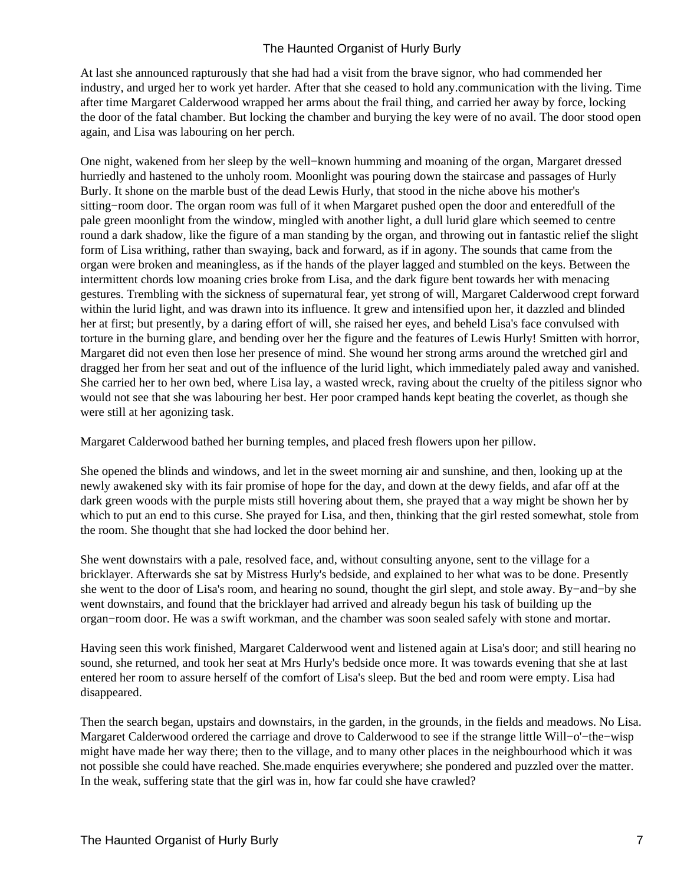At last she announced rapturously that she had had a visit from the brave signor, who had commended her industry, and urged her to work yet harder. After that she ceased to hold any.communication with the living. Time after time Margaret Calderwood wrapped her arms about the frail thing, and carried her away by force, locking the door of the fatal chamber. But locking the chamber and burying the key were of no avail. The door stood open again, and Lisa was labouring on her perch.

One night, wakened from her sleep by the well−known humming and moaning of the organ, Margaret dressed hurriedly and hastened to the unholy room. Moonlight was pouring down the staircase and passages of Hurly Burly. It shone on the marble bust of the dead Lewis Hurly, that stood in the niche above his mother's sitting−room door. The organ room was full of it when Margaret pushed open the door and enteredfull of the pale green moonlight from the window, mingled with another light, a dull lurid glare which seemed to centre round a dark shadow, like the figure of a man standing by the organ, and throwing out in fantastic relief the slight form of Lisa writhing, rather than swaying, back and forward, as if in agony. The sounds that came from the organ were broken and meaningless, as if the hands of the player lagged and stumbled on the keys. Between the intermittent chords low moaning cries broke from Lisa, and the dark figure bent towards her with menacing gestures. Trembling with the sickness of supernatural fear, yet strong of will, Margaret Calderwood crept forward within the lurid light, and was drawn into its influence. It grew and intensified upon her, it dazzled and blinded her at first; but presently, by a daring effort of will, she raised her eyes, and beheld Lisa's face convulsed with torture in the burning glare, and bending over her the figure and the features of Lewis Hurly! Smitten with horror, Margaret did not even then lose her presence of mind. She wound her strong arms around the wretched girl and dragged her from her seat and out of the influence of the lurid light, which immediately paled away and vanished. She carried her to her own bed, where Lisa lay, a wasted wreck, raving about the cruelty of the pitiless signor who would not see that she was labouring her best. Her poor cramped hands kept beating the coverlet, as though she were still at her agonizing task.

Margaret Calderwood bathed her burning temples, and placed fresh flowers upon her pillow.

She opened the blinds and windows, and let in the sweet morning air and sunshine, and then, looking up at the newly awakened sky with its fair promise of hope for the day, and down at the dewy fields, and afar off at the dark green woods with the purple mists still hovering about them, she prayed that a way might be shown her by which to put an end to this curse. She prayed for Lisa, and then, thinking that the girl rested somewhat, stole from the room. She thought that she had locked the door behind her.

She went downstairs with a pale, resolved face, and, without consulting anyone, sent to the village for a bricklayer. Afterwards she sat by Mistress Hurly's bedside, and explained to her what was to be done. Presently she went to the door of Lisa's room, and hearing no sound, thought the girl slept, and stole away. By−and−by she went downstairs, and found that the bricklayer had arrived and already begun his task of building up the organ−room door. He was a swift workman, and the chamber was soon sealed safely with stone and mortar.

Having seen this work finished, Margaret Calderwood went and listened again at Lisa's door; and still hearing no sound, she returned, and took her seat at Mrs Hurly's bedside once more. It was towards evening that she at last entered her room to assure herself of the comfort of Lisa's sleep. But the bed and room were empty. Lisa had disappeared.

Then the search began, upstairs and downstairs, in the garden, in the grounds, in the fields and meadows. No Lisa. Margaret Calderwood ordered the carriage and drove to Calderwood to see if the strange little Will−o'−the−wisp might have made her way there; then to the village, and to many other places in the neighbourhood which it was not possible she could have reached. She.made enquiries everywhere; she pondered and puzzled over the matter. In the weak, suffering state that the girl was in, how far could she have crawled?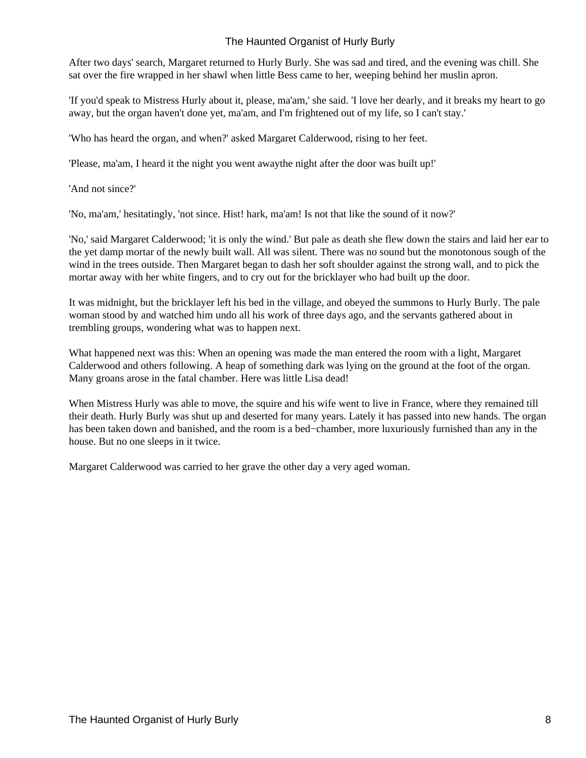After two days' search, Margaret returned to Hurly Burly. She was sad and tired, and the evening was chill. She sat over the fire wrapped in her shawl when little Bess came to her, weeping behind her muslin apron.

'If you'd speak to Mistress Hurly about it, please, ma'am,' she said. 'I love her dearly, and it breaks my heart to go away, but the organ haven't done yet, ma'am, and I'm frightened out of my life, so I can't stay.'

'Who has heard the organ, and when?' asked Margaret Calderwood, rising to her feet.

'Please, ma'am, I heard it the night you went awaythe night after the door was built up!'

'And not since?'

'No, ma'am,' hesitatingly, 'not since. Hist! hark, ma'am! Is not that like the sound of it now?'

'No,' said Margaret Calderwood; 'it is only the wind.' But pale as death she flew down the stairs and laid her ear to the yet damp mortar of the newly built wall. All was silent. There was no sound but the monotonous sough of the wind in the trees outside. Then Margaret began to dash her soft shoulder against the strong wall, and to pick the mortar away with her white fingers, and to cry out for the bricklayer who had built up the door.

It was midnight, but the bricklayer left his bed in the village, and obeyed the summons to Hurly Burly. The pale woman stood by and watched him undo all his work of three days ago, and the servants gathered about in trembling groups, wondering what was to happen next.

What happened next was this: When an opening was made the man entered the room with a light, Margaret Calderwood and others following. A heap of something dark was lying on the ground at the foot of the organ. Many groans arose in the fatal chamber. Here was little Lisa dead!

When Mistress Hurly was able to move, the squire and his wife went to live in France, where they remained till their death. Hurly Burly was shut up and deserted for many years. Lately it has passed into new hands. The organ has been taken down and banished, and the room is a bed−chamber, more luxuriously furnished than any in the house. But no one sleeps in it twice.

Margaret Calderwood was carried to her grave the other day a very aged woman.